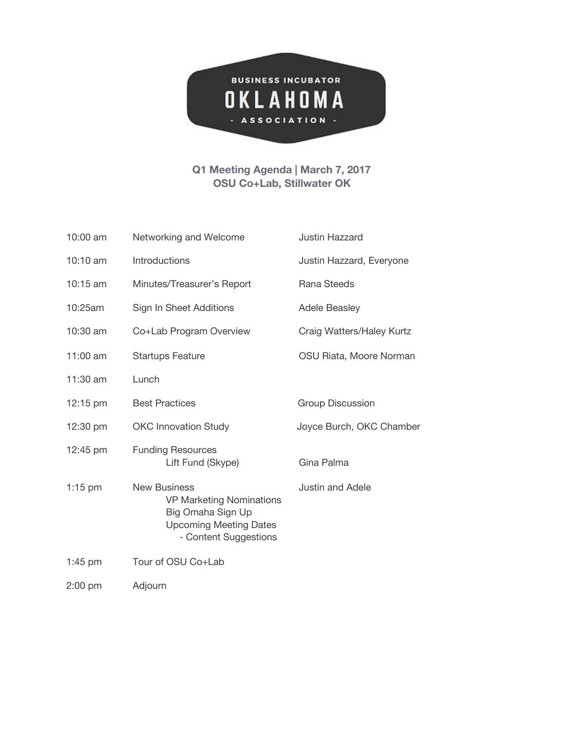# BUSINESS INCUBATOR OKLAHOMA - ASSOCIATION -

**Q1 Meeting Agenda | March 7, 2017**
**OSU Co+Lab, Stillwater OK**

| Time | Item | Presenter |
| --- | --- | --- |
| 10:00 am | Networking and Welcome | Justin Hazzard |
| 10:10 am | Introductions | Justin Hazzard, Everyone |
| 10:15 am | Minutes/Treasurer's Report | Rana Steeds |
| 10:25am | Sign In Sheet Additions | Adele Beasley |
| 10:30 am | Co+Lab Program Overview | Craig Watters/Haley Kurtz |
| 11:00 am | Startups Feature | OSU Riata, Moore Norman |
| 11:30 am | Lunch | |
| 12:15 pm | Best Practices | Group Discussion |
| 12:30 pm | OKC Innovation Study | Joyce Burch, OKC Chamber |
| 12:45 pm | Funding Resources<br>Lift Fund (Skype) | <br>Gina Palma |
| 1:15 pm | New Business<br>VP Marketing Nominations<br>Big Omaha Sign Up<br>Upcoming Meeting Dates<br>- Content Suggestions | Justin and Adele |
| 1:45 pm | Tour of OSU Co+Lab | |
| 2:00 pm | Adjourn | |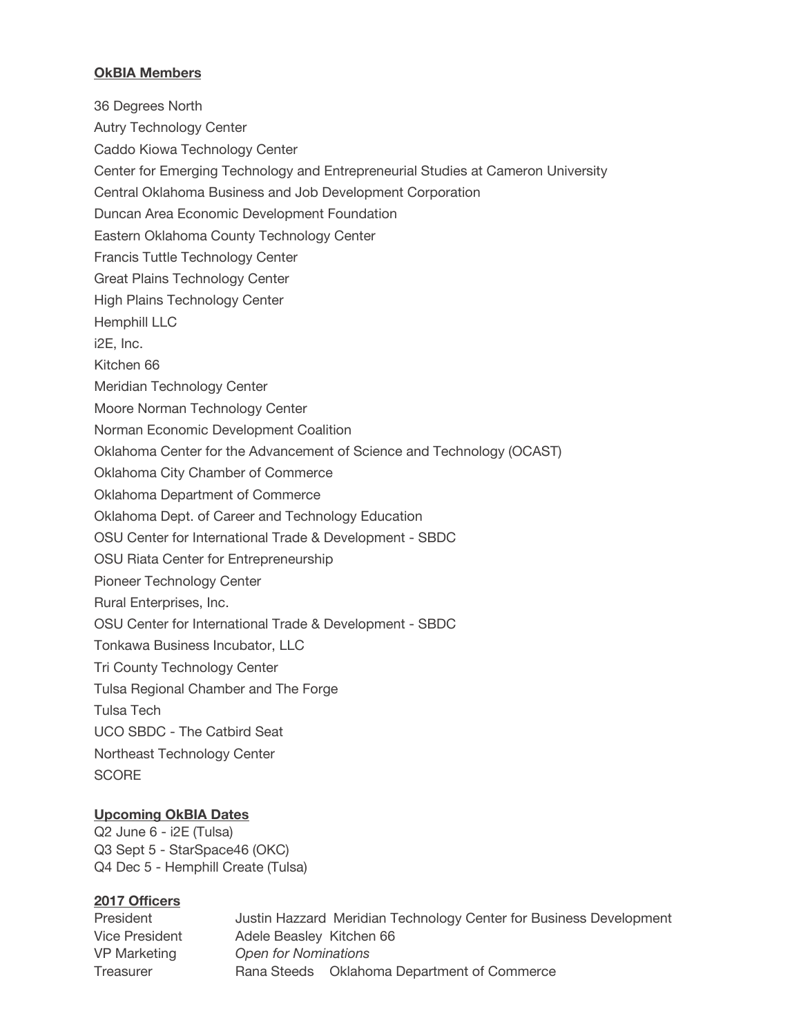**OkBIA Members**

36 Degrees North
Autry Technology Center
Caddo Kiowa Technology Center
Center for Emerging Technology and Entrepreneurial Studies at Cameron University
Central Oklahoma Business and Job Development Corporation
Duncan Area Economic Development Foundation
Eastern Oklahoma County Technology Center
Francis Tuttle Technology Center
Great Plains Technology Center
High Plains Technology Center
Hemphill LLC
i2E, Inc.
Kitchen 66
Meridian Technology Center
Moore Norman Technology Center
Norman Economic Development Coalition
Oklahoma Center for the Advancement of Science and Technology (OCAST)
Oklahoma City Chamber of Commerce
Oklahoma Department of Commerce
Oklahoma Dept. of Career and Technology Education
OSU Center for International Trade & Development - SBDC
OSU Riata Center for Entrepreneurship
Pioneer Technology Center
Rural Enterprises, Inc.
OSU Center for International Trade & Development - SBDC
Tonkawa Business Incubator, LLC
Tri County Technology Center
Tulsa Regional Chamber and The Forge
Tulsa Tech
UCO SBDC - The Catbird Seat
Northeast Technology Center
SCORE

**Upcoming OkBIA Dates**

Q2 June 6 - i2E (Tulsa)
Q3 Sept 5 - StarSpace46 (OKC)
Q4 Dec 5 - Hemphill Create (Tulsa)

**2017 Officers**

| | |
|---|---|
| President | Justin Hazzard Meridian Technology Center for Business Development |
| Vice President | Adele Beasley Kitchen 66 |
| VP Marketing | *Open for Nominations* |
| Treasurer | Rana Steeds Oklahoma Department of Commerce |